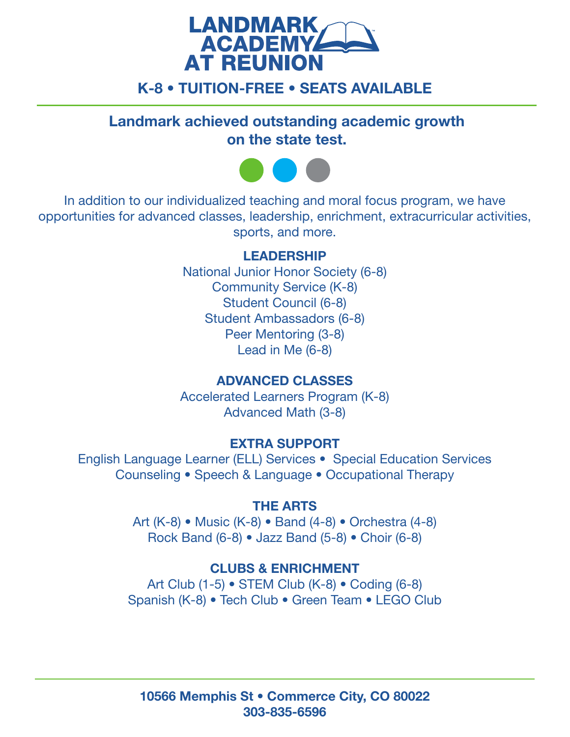# LANDMARK ACADEMY AT REUNION

**K-8 • TUITION-FREE • SEATS AVAILABLE**

## Landmark achieved outstanding academic growth on the state test.

In addition to our individualized teaching and moral focus program, we have opportunities for advanced classes, leadership, enrichment, extracurricular activities, sports, and more.

### LEADERSHIP

National Junior Honor Society (6-8)
Community Service (K-8)
Student Council (6-8)
Student Ambassadors (6-8)
Peer Mentoring (3-8)
Lead in Me (6-8)

### ADVANCED CLASSES

Accelerated Learners Program (K-8)
Advanced Math (3-8)

### EXTRA SUPPORT

English Language Learner (ELL) Services • Special Education Services
Counseling • Speech & Language • Occupational Therapy

### THE ARTS

Art (K-8) • Music (K-8) • Band (4-8) • Orchestra (4-8)
Rock Band (6-8) • Jazz Band (5-8) • Choir (6-8)

### CLUBS & ENRICHMENT

Art Club (1-5) • STEM Club (K-8) • Coding (6-8)
Spanish (K-8) • Tech Club • Green Team • LEGO Club

**10566 Memphis St • Commerce City, CO 80022**
**303-835-6596**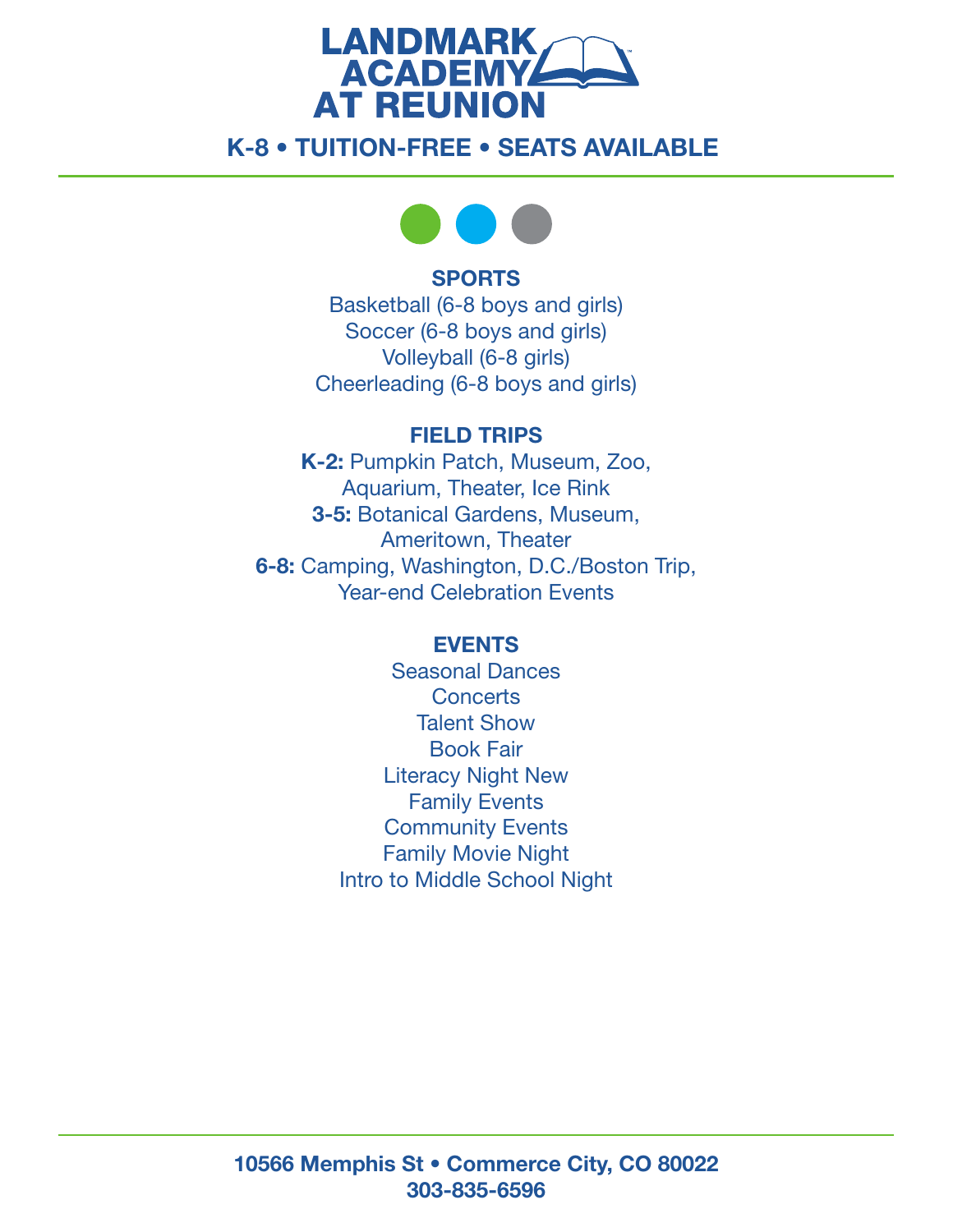# LANDMARK ACADEMY AT REUNION

**K-8 • TUITION-FREE • SEATS AVAILABLE**

## SPORTS

Basketball (6-8 boys and girls)
Soccer (6-8 boys and girls)
Volleyball (6-8 girls)
Cheerleading (6-8 boys and girls)

## FIELD TRIPS

**K-2:** Pumpkin Patch, Museum, Zoo, Aquarium, Theater, Ice Rink
**3-5:** Botanical Gardens, Museum, Ameritown, Theater
**6-8:** Camping, Washington, D.C./Boston Trip, Year-end Celebration Events

## EVENTS

Seasonal Dances
Concerts
Talent Show
Book Fair
Literacy Night New
Family Events
Community Events
Family Movie Night
Intro to Middle School Night

**10566 Memphis St • Commerce City, CO 80022**
**303-835-6596**